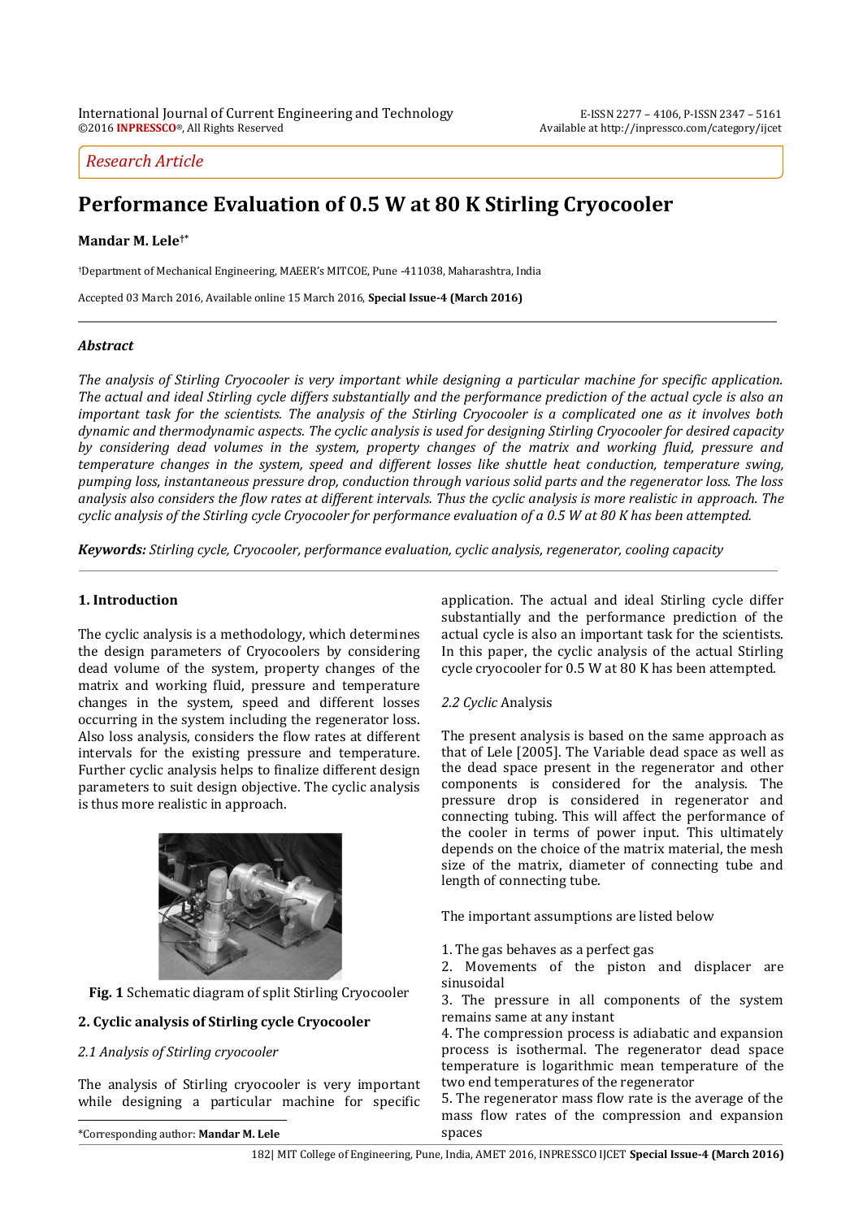Research Article

# Performance Evaluation of 0.5 W at 80 K Stirling Cryocooler

**Mandar M. Lele**[†*]

[†]Department of Mechanical Engineering, MAEER's MITCOE, Pune -411038, Maharashtra, India

Accepted 03 March 2016, Available online 15 March 2016, **Special Issue-4 (March 2016)**

### *Abstract*

*The analysis of Stirling Cryocooler is very important while designing a particular machine for specific application. The actual and ideal Stirling cycle differs substantially and the performance prediction of the actual cycle is also an important task for the scientists. The analysis of the Stirling Cryocooler is a complicated one as it involves both dynamic and thermodynamic aspects. The cyclic analysis is used for designing Stirling Cryocooler for desired capacity by considering dead volumes in the system, property changes of the matrix and working fluid, pressure and temperature changes in the system, speed and different losses like shuttle heat conduction, temperature swing, pumping loss, instantaneous pressure drop, conduction through various solid parts and the regenerator loss. The loss analysis also considers the flow rates at different intervals. Thus the cyclic analysis is more realistic in approach. The cyclic analysis of the Stirling cycle Cryocooler for performance evaluation of a 0.5 W at 80 K has been attempted.*

***Keywords:*** *Stirling cycle, Cryocooler, performance evaluation, cyclic analysis, regenerator, cooling capacity*

## 1. Introduction

The cyclic analysis is a methodology, which determines the design parameters of Cryocoolers by considering dead volume of the system, property changes of the matrix and working fluid, pressure and temperature changes in the system, speed and different losses occurring in the system including the regenerator loss. Also loss analysis, considers the flow rates at different intervals for the existing pressure and temperature. Further cyclic analysis helps to finalize different design parameters to suit design objective. The cyclic analysis is thus more realistic in approach.

**Fig. 1** Schematic diagram of split Stirling Cryocooler

## 2. Cyclic analysis of Stirling cycle Cryocooler

### *2.1 Analysis of Stirling cryocooler*

The analysis of Stirling cryocooler is very important while designing a particular machine for specific application. The actual and ideal Stirling cycle differ substantially and the performance prediction of the actual cycle is also an important task for the scientists. In this paper, the cyclic analysis of the actual Stirling cycle cryocooler for 0.5 W at 80 K has been attempted.

### *2.2 Cyclic Analysis*

The present analysis is based on the same approach as that of Lele [2005]. The Variable dead space as well as the dead space present in the regenerator and other components is considered for the analysis. The pressure drop is considered in regenerator and connecting tubing. This will affect the performance of the cooler in terms of power input. This ultimately depends on the choice of the matrix material, the mesh size of the matrix, diameter of connecting tube and length of connecting tube.

The important assumptions are listed below

1. The gas behaves as a perfect gas
2. Movements of the piston and displacer are sinusoidal
3. The pressure in all components of the system remains same at any instant
4. The compression process is adiabatic and expansion process is isothermal. The regenerator dead space temperature is logarithmic mean temperature of the two end temperatures of the regenerator
5. The regenerator mass flow rate is the average of the mass flow rates of the compression and expansion spaces

*Corresponding author: **Mandar M. Lele**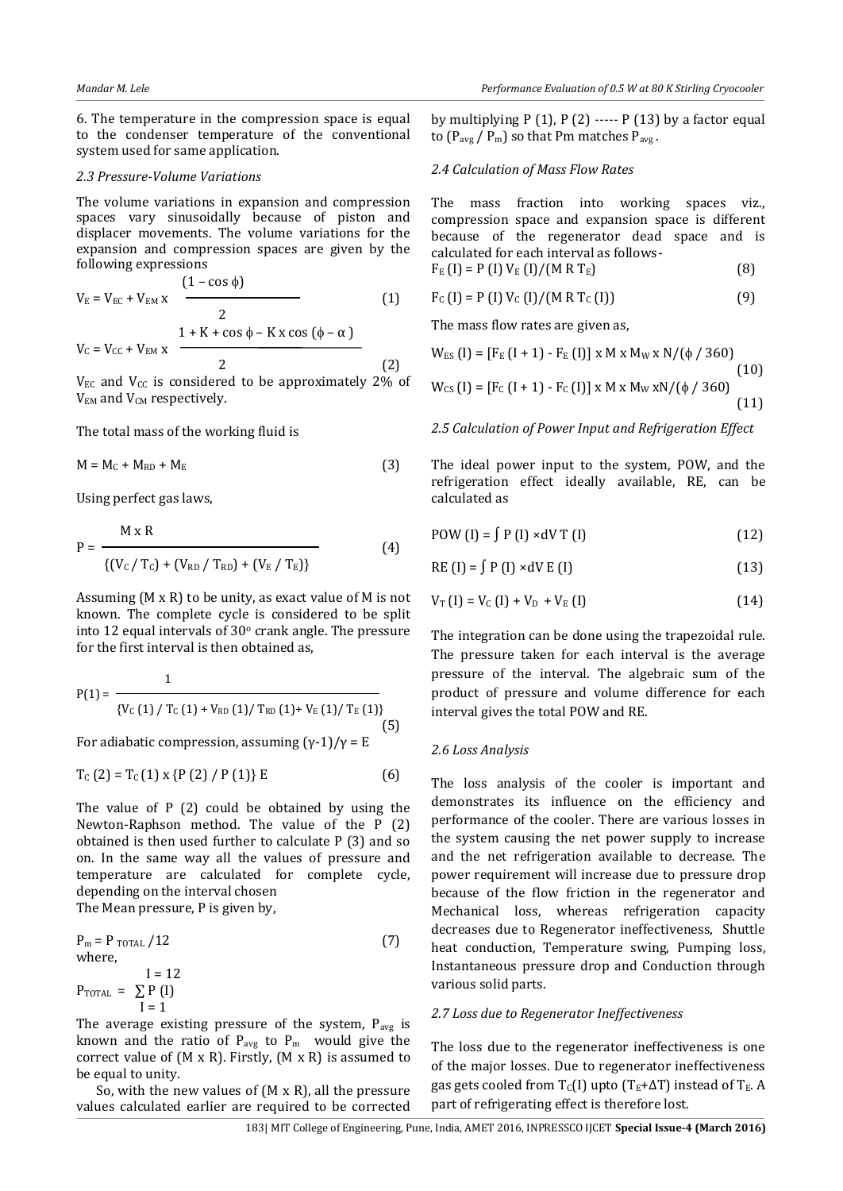6. The temperature in the compression space is equal to the condenser temperature of the conventional system used for same application.

### 2.3 Pressure-Volume Variations

The volume variations in expansion and compression spaces vary sinusoidally because of piston and displacer movements. The volume variations for the expansion and compression spaces are given by the following expressions

$$V_E = V_{EC} + V_{EM} \times \frac{(1 - \cos \phi)}{2} \tag{1}$$

$$V_C = V_{CC} + V_{EM} \times \frac{1 + K + \cos \phi - K \times \cos (\phi - \alpha)}{2} \tag{2}$$

$V_{EC}$ and $V_{CC}$ is considered to be approximately 2% of $V_{EM}$ and $V_{CM}$ respectively.

The total mass of the working fluid is

$$M = M_C + M_{RD} + M_E \tag{3}$$

Using perfect gas laws,

$$P = \frac{M \times R}{\{(V_C / T_C) + (V_{RD} / T_{RD}) + (V_E / T_E)\}} \tag{4}$$

Assuming (M x R) to be unity, as exact value of M is not known. The complete cycle is considered to be split into 12 equal intervals of 30° crank angle. The pressure for the first interval is then obtained as,

$$P(1) = \frac{1}{\{V_C(1) / T_C(1) + V_{RD}(1) / T_{RD}(1) + V_E(1) / T_E(1)\}} \tag{5}$$

For adiabatic compression, assuming $(\gamma-1)/\gamma = E$

$$T_C(2) = T_C(1) \times \{P(2) / P(1)\}^{E} \tag{6}$$

The value of P (2) could be obtained by using the Newton-Raphson method. The value of the P (2) obtained is then used further to calculate P (3) and so on. In the same way all the values of pressure and temperature are calculated for complete cycle, depending on the interval chosen

The Mean pressure, P is given by,

$$P_m = P_{TOTAL} / 12 \tag{7}$$

where,

$$P_{TOTAL} = \sum_{I=1}^{I=12} P(I)$$

The average existing pressure of the system, $P_{avg}$ is known and the ratio of $P_{avg}$ to $P_m$ would give the correct value of (M x R). Firstly, (M x R) is assumed to be equal to unity.

So, with the new values of (M x R), all the pressure values calculated earlier are required to be corrected by multiplying P (1), P (2) ----- P (13) by a factor equal to $(P_{avg} / P_m)$ so that Pm matches $P_{avg}$.

### 2.4 Calculation of Mass Flow Rates

The mass fraction into working spaces viz., compression space and expansion space is different because of the regenerator dead space and is calculated for each interval as follows-

$$F_E(I) = P(I)\, V_E(I) / (M\, R\, T_E) \tag{8}$$

$$F_C(I) = P(I)\, V_C(I) / (M\, R\, T_C(I)) \tag{9}$$

The mass flow rates are given as,

$$W_{ES}(I) = [F_E(I+1) - F_E(I)] \times M \times M_W \times N / (\phi / 360) \tag{10}$$

$$W_{CS}(I) = [F_C(I+1) - F_C(I)] \times M \times M_W \times N / (\phi / 360) \tag{11}$$

### 2.5 Calculation of Power Input and Refrigeration Effect

The ideal power input to the system, POW, and the refrigeration effect ideally available, RE, can be calculated as

$$POW(I) = \int P(I) \times dV_T(I) \tag{12}$$

$$RE(I) = \int P(I) \times dV_E(I) \tag{13}$$

$$V_T(I) = V_C(I) + V_D + V_E(I) \tag{14}$$

The integration can be done using the trapezoidal rule. The pressure taken for each interval is the average pressure of the interval. The algebraic sum of the product of pressure and volume difference for each interval gives the total POW and RE.

### 2.6 Loss Analysis

The loss analysis of the cooler is important and demonstrates its influence on the efficiency and performance of the cooler. There are various losses in the system causing the net power supply to increase and the net refrigeration available to decrease. The power requirement will increase due to pressure drop because of the flow friction in the regenerator and Mechanical loss, whereas refrigeration capacity decreases due to Regenerator ineffectiveness, Shuttle heat conduction, Temperature swing, Pumping loss, Instantaneous pressure drop and Conduction through various solid parts.

### 2.7 Loss due to Regenerator Ineffectiveness

The loss due to the regenerator ineffectiveness is one of the major losses. Due to regenerator ineffectiveness gas gets cooled from $T_C(I)$ upto $(T_E+\Delta T)$ instead of $T_E$. A part of refrigerating effect is therefore lost.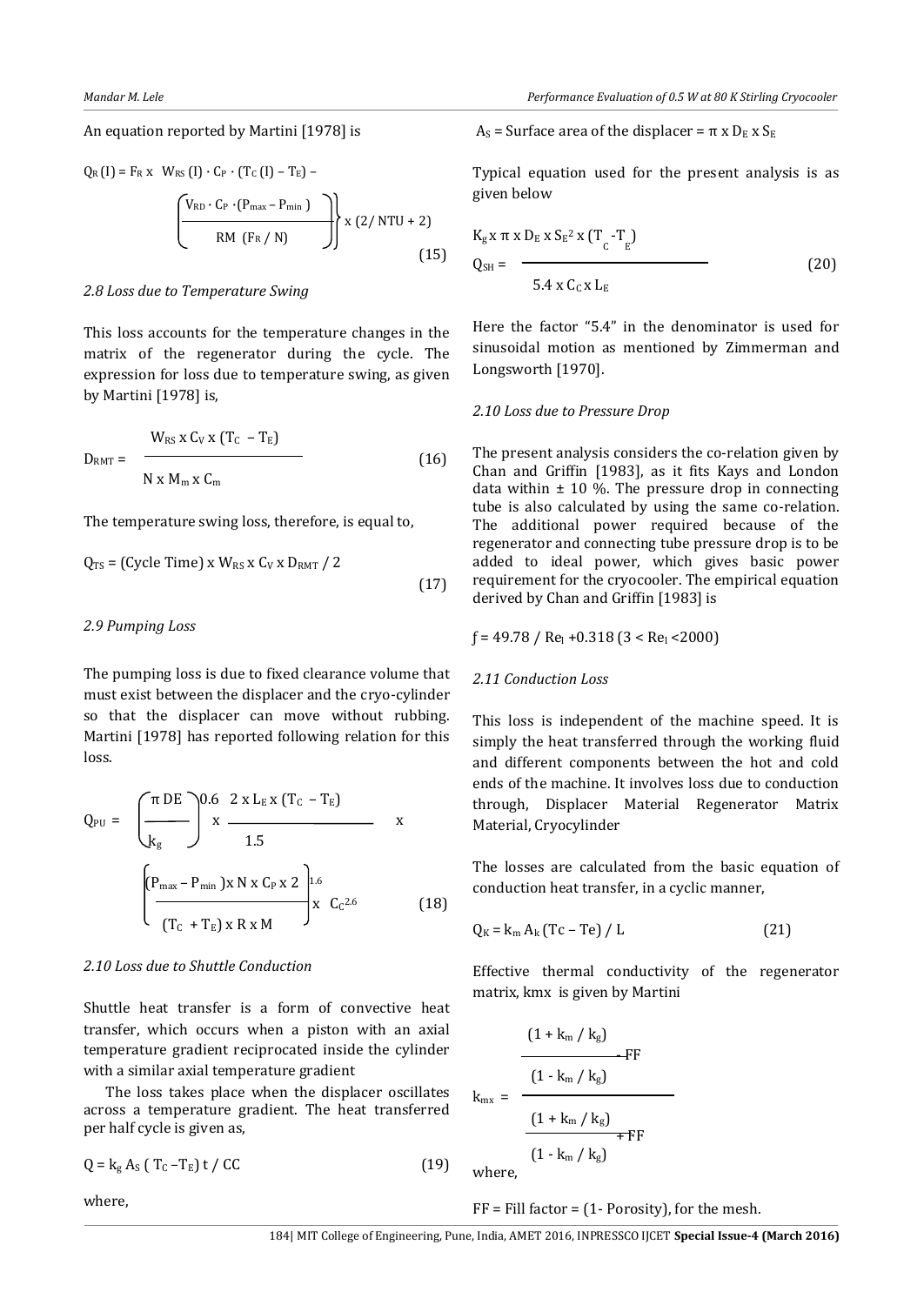An equation reported by Martini [1978] is

$$Q_R(I) = F_R \times W_{RS}(I) \cdot C_P \cdot (T_C(I) - T_E) - \left\{ \frac{V_{RD} \cdot C_P \cdot (P_{max} - P_{min})}{RM \ (F_R / N)} \right\} \times (2/NTU + 2) \tag{15}$$

### *2.8 Loss due to Temperature Swing*

This loss accounts for the temperature changes in the matrix of the regenerator during the cycle. The expression for loss due to temperature swing, as given by Martini [1978] is,

$$D_{RMT} = \frac{W_{RS} \times C_V \times (T_C - T_E)}{N \times M_m \times C_m} \tag{16}$$

The temperature swing loss, therefore, is equal to,

$$Q_{TS} = (\text{Cycle Time}) \times W_{RS} \times C_V \times D_{RMT} / 2 \tag{17}$$

### *2.9 Pumping Loss*

The pumping loss is due to fixed clearance volume that must exist between the displacer and the cryo-cylinder so that the displacer can move without rubbing. Martini [1978] has reported following relation for this loss.

$$Q_{PU} = \left( \frac{\pi \ DE}{k_g} \right)^{0.6} \times \frac{2 \times L_E \times (T_C - T_E)}{1.5} \times \left( \frac{(P_{max} - P_{min}) \times N \times C_P \times 2}{(T_C + T_E) \times R \times M} \right)^{1.6} \times C_C^{2.6} \tag{18}$$

### *2.10 Loss due to Shuttle Conduction*

Shuttle heat transfer is a form of convective heat transfer, which occurs when a piston with an axial temperature gradient reciprocated inside the cylinder with a similar axial temperature gradient

The loss takes place when the displacer oscillates across a temperature gradient. The heat transferred per half cycle is given as,

$$Q = k_g A_S \ (T_C - T_E) \ t / CC \tag{19}$$

where,

$A_S$ = Surface area of the displacer = $\pi \times D_E \times S_E$

Typical equation used for the present analysis is as given below

$$Q_{SH} = \frac{K_g \times \pi \times D_E \times S_E^2 \times (T_C - T_E)}{5.4 \times C_C \times L_E} \tag{20}$$

Here the factor "5.4" in the denominator is used for sinusoidal motion as mentioned by Zimmerman and Longsworth [1970].

### *2.10 Loss due to Pressure Drop*

The present analysis considers the co-relation given by Chan and Griffin [1983], as it fits Kays and London data within ± 10 %. The pressure drop in connecting tube is also calculated by using the same co-relation. The additional power required because of the regenerator and connecting tube pressure drop is to be added to ideal power, which gives basic power requirement for the cryocooler. The empirical equation derived by Chan and Griffin [1983] is

$f = 49.78 / Re_l + 0.318$ ($3 < Re_l < 2000$)

### *2.11 Conduction Loss*

This loss is independent of the machine speed. It is simply the heat transferred through the working fluid and different components between the hot and cold ends of the machine. It involves loss due to conduction through, Displacer Material Regenerator Matrix Material, Cryocylinder

The losses are calculated from the basic equation of conduction heat transfer, in a cyclic manner,

$$Q_K = k_m A_k (Tc - Te) / L \tag{21}$$

Effective thermal conductivity of the regenerator matrix, kmx is given by Martini

$$k_{mx} = \frac{\dfrac{(1 + k_m / k_g)}{(1 - k_m / k_g)} - FF}{\dfrac{(1 + k_m / k_g)}{(1 - k_m / k_g)} + FF}$$

where,

FF = Fill factor = (1- Porosity), for the mesh.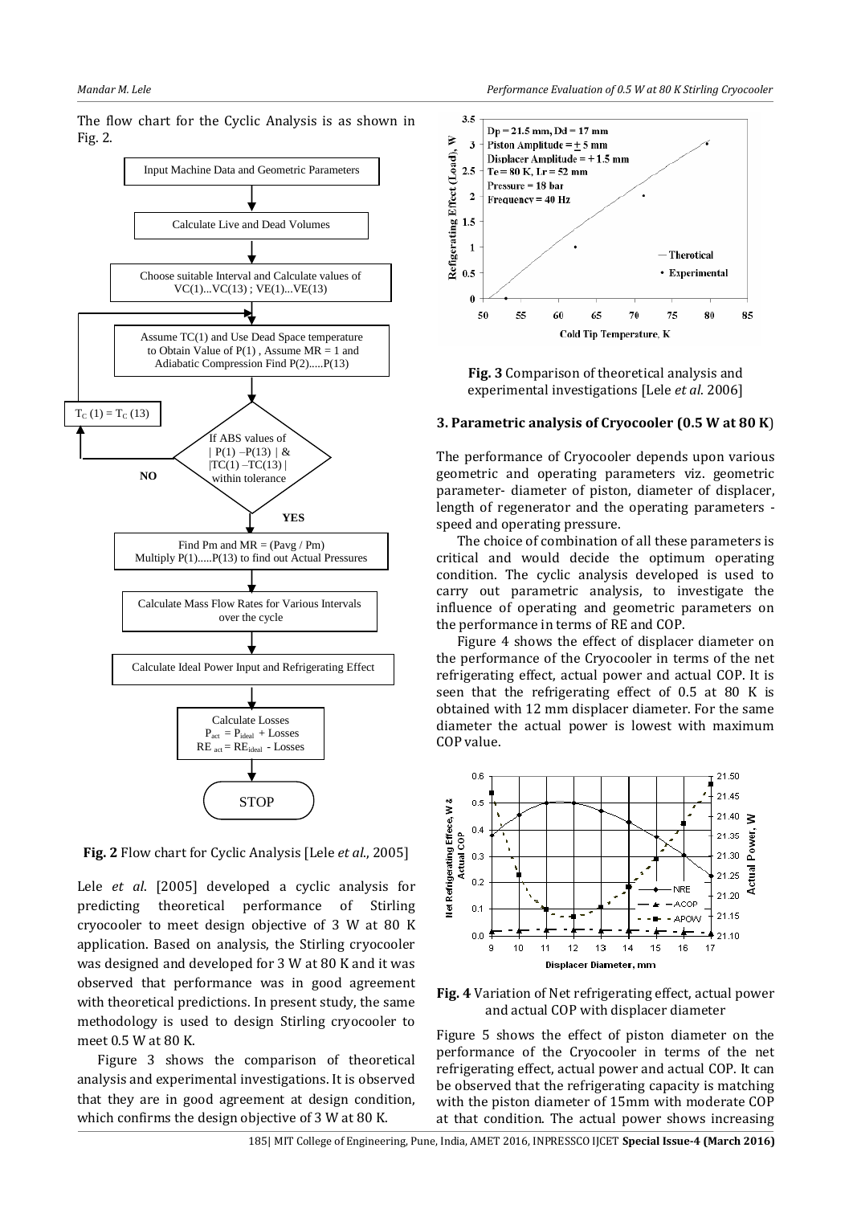The flow chart for the Cyclic Analysis is as shown in Fig. 2.

**Fig. 2** Flow chart for Cyclic Analysis [Lele *et al*., 2005]

Lele *et al*. [2005] developed a cyclic analysis for predicting theoretical performance of Stirling cryocooler to meet design objective of 3 W at 80 K application. Based on analysis, the Stirling cryocooler was designed and developed for 3 W at 80 K and it was observed that performance was in good agreement with theoretical predictions. In present study, the same methodology is used to design Stirling cryocooler to meet 0.5 W at 80 K.

Figure 3 shows the comparison of theoretical analysis and experimental investigations. It is observed that they are in good agreement at design condition, which confirms the design objective of 3 W at 80 K.

**Fig. 3** Comparison of theoretical analysis and experimental investigations [Lele *et al*. 2006]

### 3. Parametric analysis of Cryocooler (0.5 W at 80 K)

The performance of Cryocooler depends upon various geometric and operating parameters viz. geometric parameter- diameter of piston, diameter of displacer, length of regenerator and the operating parameters - speed and operating pressure.

The choice of combination of all these parameters is critical and would decide the optimum operating condition. The cyclic analysis developed is used to carry out parametric analysis, to investigate the influence of operating and geometric parameters on the performance in terms of RE and COP.

Figure 4 shows the effect of displacer diameter on the performance of the Cryocooler in terms of the net refrigerating effect, actual power and actual COP. It is seen that the refrigerating effect of 0.5 at 80 K is obtained with 12 mm displacer diameter. For the same diameter the actual power is lowest with maximum COP value.

**Fig. 4** Variation of Net refrigerating effect, actual power and actual COP with displacer diameter

Figure 5 shows the effect of piston diameter on the performance of the Cryocooler in terms of the net refrigerating effect, actual power and actual COP. It can be observed that the refrigerating capacity is matching with the piston diameter of 15mm with moderate COP at that condition. The actual power shows increasing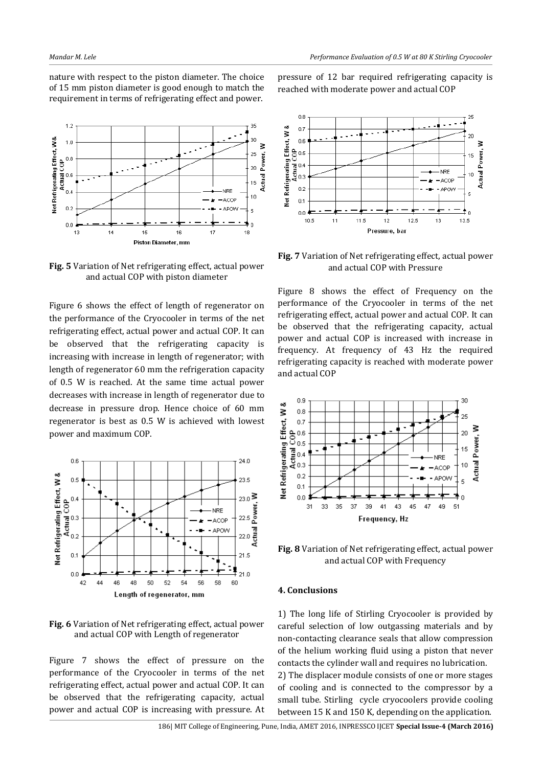nature with respect to the piston diameter. The choice of 15 mm piston diameter is good enough to match the requirement in terms of refrigerating effect and power.

**Fig. 5** Variation of Net refrigerating effect, actual power and actual COP with piston diameter

Figure 6 shows the effect of length of regenerator on the performance of the Cryocooler in terms of the net refrigerating effect, actual power and actual COP. It can be observed that the refrigerating capacity is increasing with increase in length of regenerator; with length of regenerator 60 mm the refrigeration capacity of 0.5 W is reached. At the same time actual power decreases with increase in length of regenerator due to decrease in pressure drop. Hence choice of 60 mm regenerator is best as 0.5 W is achieved with lowest power and maximum COP.

**Fig. 6** Variation of Net refrigerating effect, actual power and actual COP with Length of regenerator

Figure 7 shows the effect of pressure on the performance of the Cryocooler in terms of the net refrigerating effect, actual power and actual COP. It can be observed that the refrigerating capacity, actual power and actual COP is increasing with pressure. At pressure of 12 bar required refrigerating capacity is reached with moderate power and actual COP

**Fig. 7** Variation of Net refrigerating effect, actual power and actual COP with Pressure

Figure 8 shows the effect of Frequency on the performance of the Cryocooler in terms of the net refrigerating effect, actual power and actual COP. It can be observed that the refrigerating capacity, actual power and actual COP is increased with increase in frequency. At frequency of 43 Hz the required refrigerating capacity is reached with moderate power and actual COP

**Fig. 8** Variation of Net refrigerating effect, actual power and actual COP with Frequency

## 4. Conclusions

1) The long life of Stirling Cryocooler is provided by careful selection of low outgassing materials and by non-contacting clearance seals that allow compression of the helium working fluid using a piston that never contacts the cylinder wall and requires no lubrication.

2) The displacer module consists of one or more stages of cooling and is connected to the compressor by a small tube. Stirling cycle cryocoolers provide cooling between 15 K and 150 K, depending on the application.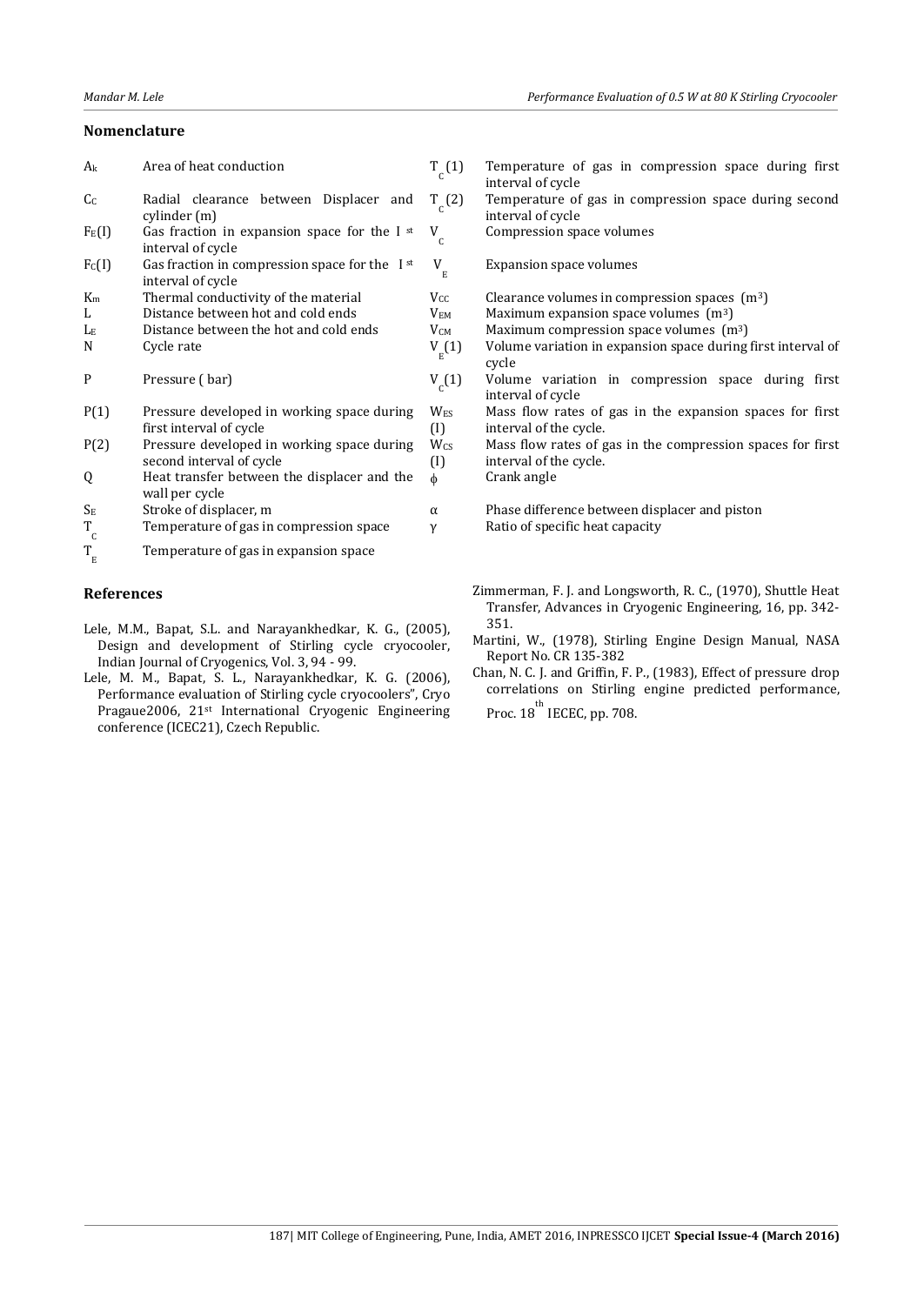## Nomenclature

| | | | |
|---|---|---|---|
| $A_k$ | Area of heat conduction | $T_C(1)$ | Temperature of gas in compression space during first interval of cycle |
| $C_C$ | Radial clearance between Displacer and cylinder (m) | $T_C(2)$ | Temperature of gas in compression space during second interval of cycle |
| $F_E(I)$ | Gas fraction in expansion space for the I $^{st}$ interval of cycle | $V_C$ | Compression space volumes |
| $F_C(I)$ | Gas fraction in compression space for the I $^{st}$ interval of cycle | $V_E$ | Expansion space volumes |
| $K_m$ | Thermal conductivity of the material | $V_{CC}$ | Clearance volumes in compression spaces ($m^3$) |
| L | Distance between hot and cold ends | $V_{EM}$ | Maximum expansion space volumes ($m^3$) |
| $L_E$ | Distance between the hot and cold ends | $V_{CM}$ | Maximum compression space volumes ($m^3$) |
| N | Cycle rate | $V_E(1)$ | Volume variation in expansion space during first interval of cycle |
| P | Pressure ( bar) | $V_C(1)$ | Volume variation in compression space during first interval of cycle |
| P(1) | Pressure developed in working space during first interval of cycle | $W_{ES}$ (I) | Mass flow rates of gas in the expansion spaces for first interval of the cycle. |
| P(2) | Pressure developed in working space during second interval of cycle | $W_{CS}$ (I) | Mass flow rates of gas in the compression spaces for first interval of the cycle. |
| Q | Heat transfer between the displacer and the wall per cycle | $\phi$ | Crank angle |
| $S_E$ | Stroke of displacer, m | $\alpha$ | Phase difference between displacer and piston |
| $T_C$ | Temperature of gas in compression space | $\gamma$ | Ratio of specific heat capacity |
| $T_E$ | Temperature of gas in expansion space | | |

## References

Lele, M.M., Bapat, S.L. and Narayankhedkar, K. G., (2005), Design and development of Stirling cycle cryocooler, Indian Journal of Cryogenics, Vol. 3, 94 - 99.

Lele, M. M., Bapat, S. L., Narayankhedkar, K. G. (2006), Performance evaluation of Stirling cycle cryocoolers", Cryo Pragaue2006, 21st International Cryogenic Engineering conference (ICEC21), Czech Republic.

Zimmerman, F. J. and Longsworth, R. C., (1970), Shuttle Heat Transfer, Advances in Cryogenic Engineering, 16, pp. 342-351.

Martini, W., (1978), Stirling Engine Design Manual, NASA Report No. CR 135-382

Chan, N. C. J. and Griffin, F. P., (1983), Effect of pressure drop correlations on Stirling engine predicted performance, Proc. 18th IECEC, pp. 708.